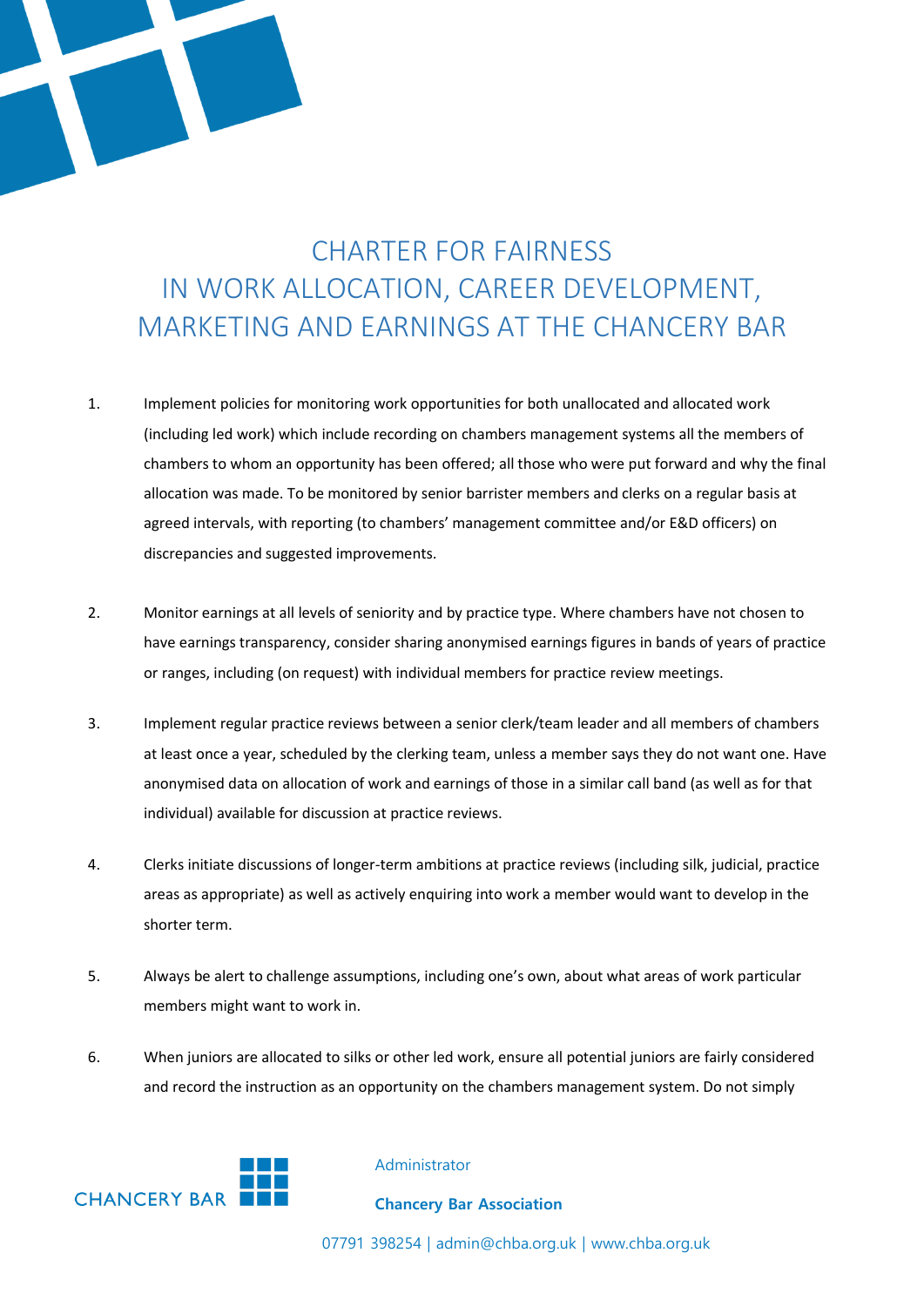# CHARTER FOR FAIRNESS IN WORK ALLOCATION, CAREER DEVELOPMENT, MARKETING AND EARNINGS AT THE CHANCERY BAR

1. Implement policies for monitoring work opportunities for both unallocated and allocated work (including led work) which include recording on chambers management systems all the members of chambers to whom an opportunity has been offered; all those who were put forward and why the final allocation was made. To be monitored by senior barrister members and clerks on a regular basis at agreed intervals, with reporting (to chambers' management committee and/or E&D officers) on discrepancies and suggested improvements.

2. Monitor earnings at all levels of seniority and by practice type. Where chambers have not chosen to have earnings transparency, consider sharing anonymised earnings figures in bands of years of practice or ranges, including (on request) with individual members for practice review meetings.

3. Implement regular practice reviews between a senior clerk/team leader and all members of chambers at least once a year, scheduled by the clerking team, unless a member says they do not want one. Have anonymised data on allocation of work and earnings of those in a similar call band (as well as for that individual) available for discussion at practice reviews.

4. Clerks initiate discussions of longer-term ambitions at practice reviews (including silk, judicial, practice areas as appropriate) as well as actively enquiring into work a member would want to develop in the shorter term.

5. Always be alert to challenge assumptions, including one's own, about what areas of work particular members might want to work in.

6. When juniors are allocated to silks or other led work, ensure all potential juniors are fairly considered and record the instruction as an opportunity on the chambers management system. Do not simply

CHANCERY BAR

Administrator

**Chancery Bar Association**

07791 398254 | admin@chba.org.uk | www.chba.org.uk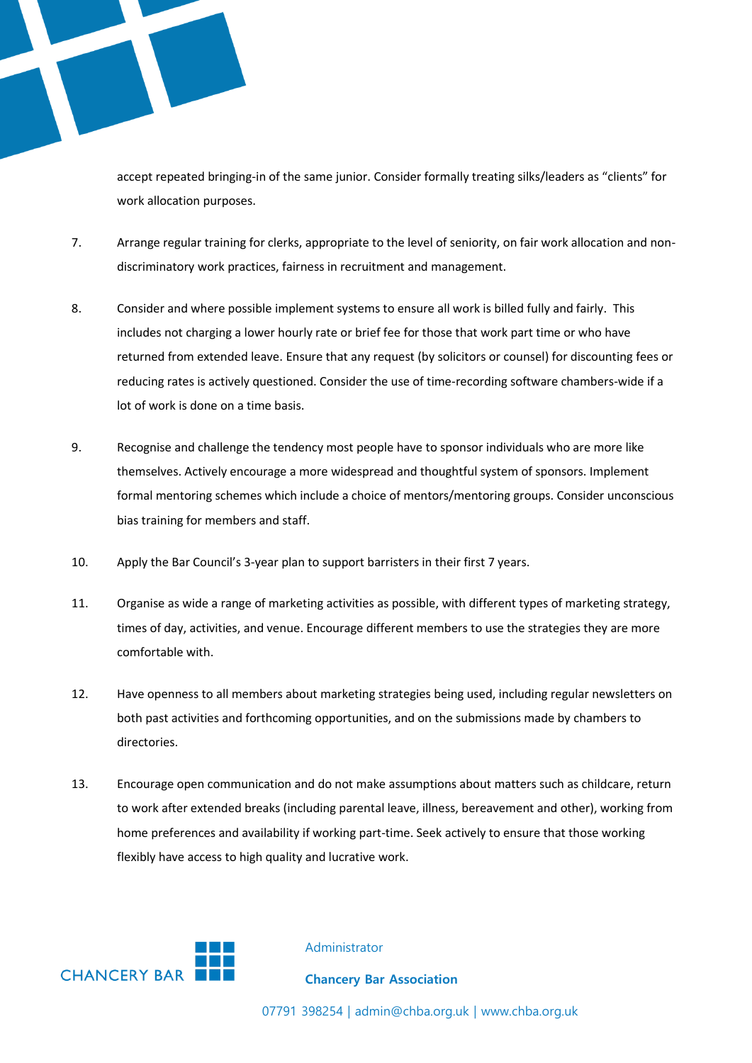accept repeated bringing-in of the same junior. Consider formally treating silks/leaders as "clients" for work allocation purposes.

7. Arrange regular training for clerks, appropriate to the level of seniority, on fair work allocation and non-discriminatory work practices, fairness in recruitment and management.

8. Consider and where possible implement systems to ensure all work is billed fully and fairly. This includes not charging a lower hourly rate or brief fee for those that work part time or who have returned from extended leave. Ensure that any request (by solicitors or counsel) for discounting fees or reducing rates is actively questioned. Consider the use of time-recording software chambers-wide if a lot of work is done on a time basis.

9. Recognise and challenge the tendency most people have to sponsor individuals who are more like themselves. Actively encourage a more widespread and thoughtful system of sponsors. Implement formal mentoring schemes which include a choice of mentors/mentoring groups. Consider unconscious bias training for members and staff.

10. Apply the Bar Council's 3-year plan to support barristers in their first 7 years.

11. Organise as wide a range of marketing activities as possible, with different types of marketing strategy, times of day, activities, and venue. Encourage different members to use the strategies they are more comfortable with.

12. Have openness to all members about marketing strategies being used, including regular newsletters on both past activities and forthcoming opportunities, and on the submissions made by chambers to directories.

13. Encourage open communication and do not make assumptions about matters such as childcare, return to work after extended breaks (including parental leave, illness, bereavement and other), working from home preferences and availability if working part-time. Seek actively to ensure that those working flexibly have access to high quality and lucrative work.

Administrator

**Chancery Bar Association**

07791 398254 | admin@chba.org.uk | www.chba.org.uk